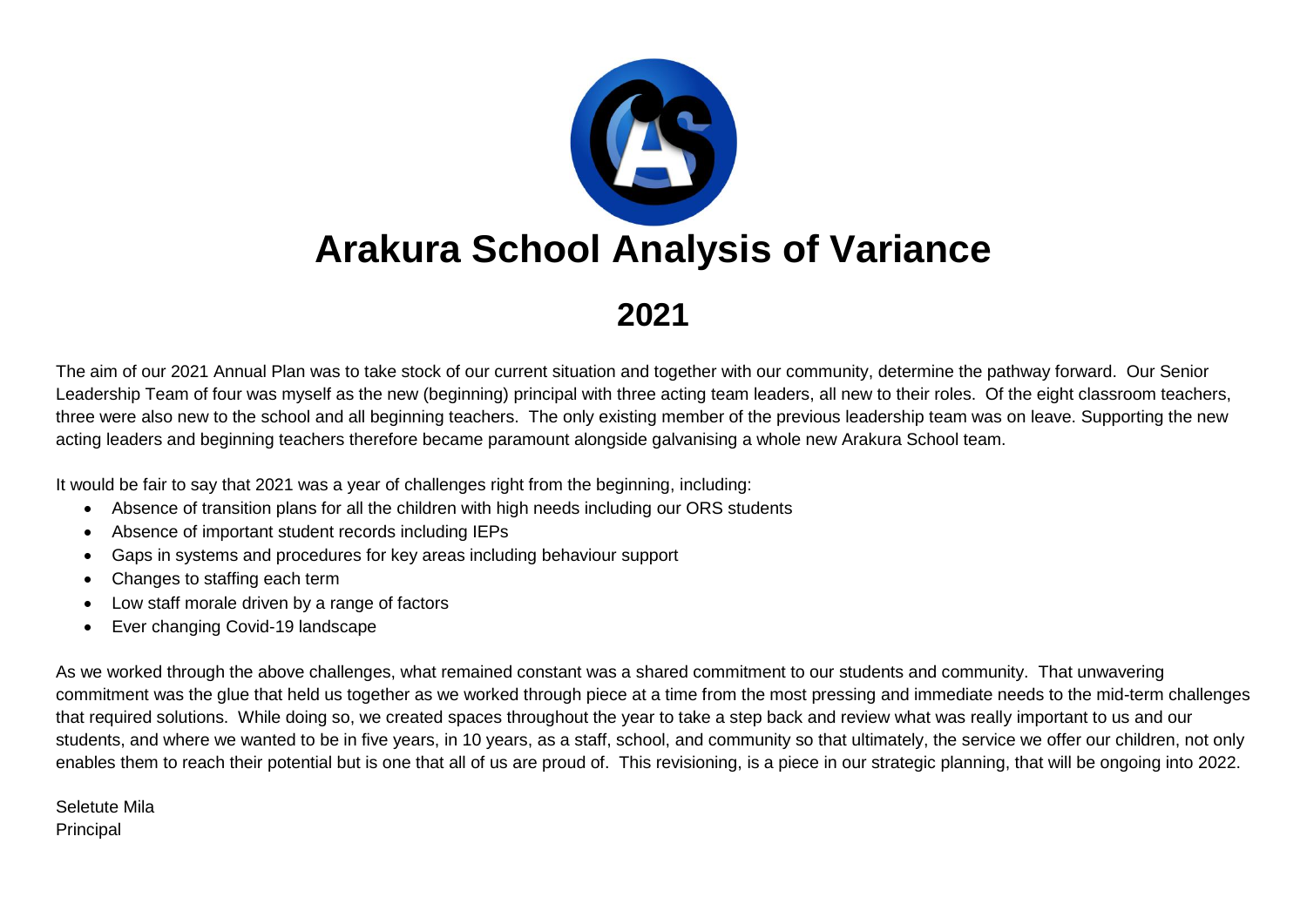# Arakura School Analysis of Variance

## 2021

The aim of our 2021 Annual Plan was to take stock of our current situation and together with our community, determine the pathway forward. Our Senior Leadership Team of four was myself as the new (beginning) principal with three acting team leaders, all new to their roles. Of the eight classroom teachers, three were also new to the school and all beginning teachers. The only existing member of the previous leadership team was on leave. Supporting the new acting leaders and beginning teachers therefore became paramount alongside galvanising a whole new Arakura School team.

It would be fair to say that 2021 was a year of challenges right from the beginning, including:

- Absence of transition plans for all the children with high needs including our ORS students
- Absence of important student records including IEPs
- Gaps in systems and procedures for key areas including behaviour support
- Changes to staffing each term
- Low staff morale driven by a range of factors
- Ever changing Covid-19 landscape

As we worked through the above challenges, what remained constant was a shared commitment to our students and community. That unwavering commitment was the glue that held us together as we worked through piece at a time from the most pressing and immediate needs to the mid-term challenges that required solutions. While doing so, we created spaces throughout the year to take a step back and review what was really important to us and our students, and where we wanted to be in five years, in 10 years, as a staff, school, and community so that ultimately, the service we offer our children, not only enables them to reach their potential but is one that all of us are proud of. This revisioning, is a piece in our strategic planning, that will be ongoing into 2022.

Seletute Mila
Principal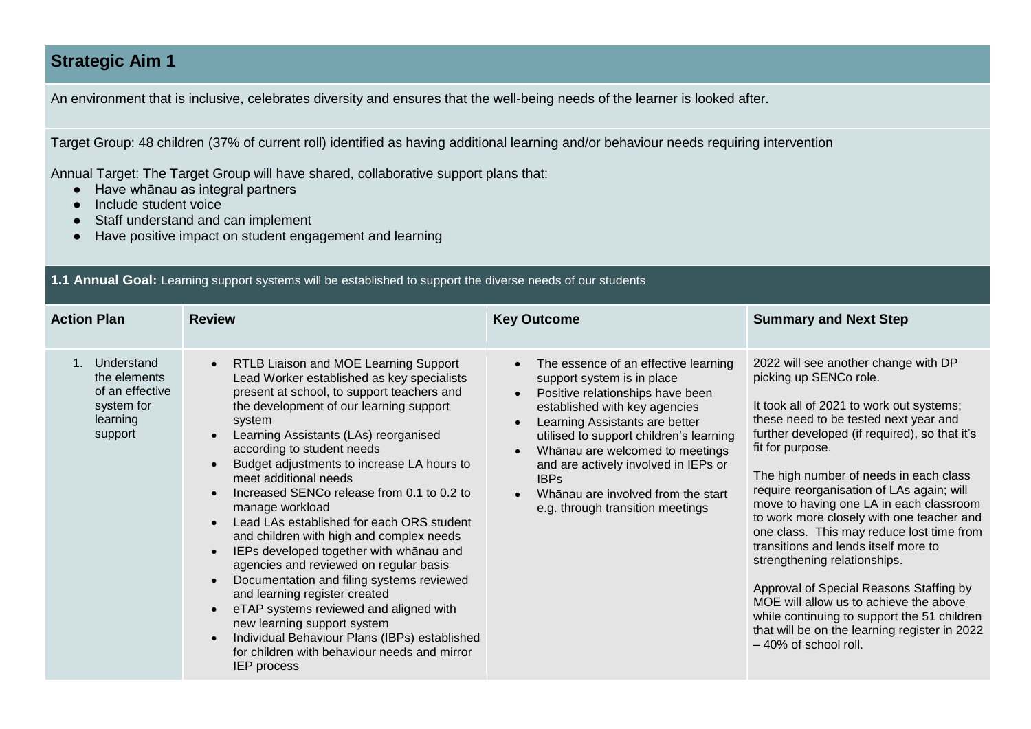## Strategic Aim 1

An environment that is inclusive, celebrates diversity and ensures that the well-being needs of the learner is looked after.

Target Group: 48 children (37% of current roll) identified as having additional learning and/or behaviour needs requiring intervention

Annual Target: The Target Group will have shared, collaborative support plans that:

- Have whānau as integral partners
- Include student voice
- Staff understand and can implement
- Have positive impact on student engagement and learning

### 1.1 Annual Goal: Learning support systems will be established to support the diverse needs of our students

| Action Plan | Review | Key Outcome | Summary and Next Step |
|---|---|---|---|
| 1. Understand the elements of an effective system for learning support | • RTLB Liaison and MOE Learning Support Lead Worker established as key specialists present at school, to support teachers and the development of our learning support system<br>• Learning Assistants (LAs) reorganised according to student needs<br>• Budget adjustments to increase LA hours to meet additional needs<br>• Increased SENCo release from 0.1 to 0.2 to manage workload<br>• Lead LAs established for each ORS student and children with high and complex needs<br>• IEPs developed together with whānau and agencies and reviewed on regular basis<br>• Documentation and filing systems reviewed and learning register created<br>• eTAP systems reviewed and aligned with new learning support system<br>• Individual Behaviour Plans (IBPs) established for children with behaviour needs and mirror IEP process | • The essence of an effective learning support system is in place<br>• Positive relationships have been established with key agencies<br>• Learning Assistants are better utilised to support children's learning<br>• Whānau are welcomed to meetings and are actively involved in IEPs or IBPs<br>• Whānau are involved from the start e.g. through transition meetings | 2022 will see another change with DP picking up SENCo role.<br><br>It took all of 2021 to work out systems; these need to be tested next year and further developed (if required), so that it's fit for purpose.<br><br>The high number of needs in each class require reorganisation of LAs again; will move to having one LA in each classroom to work more closely with one teacher and one class. This may reduce lost time from transitions and lends itself more to strengthening relationships.<br><br>Approval of Special Reasons Staffing by MOE will allow us to achieve the above while continuing to support the 51 children that will be on the learning register in 2022 – 40% of school roll. |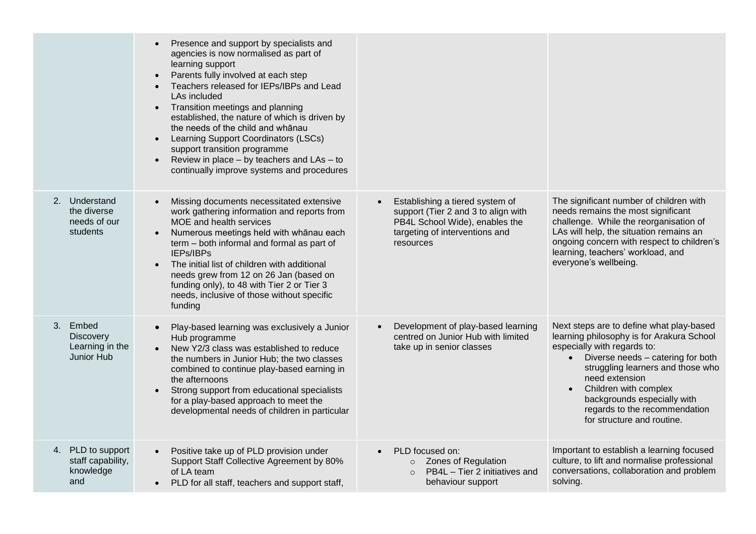| | | | |
|---|---|---|---|
| | • Presence and support by specialists and agencies is now normalised as part of learning support<br>• Parents fully involved at each step<br>• Teachers released for IEPs/IBPs and Lead LAs included<br>• Transition meetings and planning established, the nature of which is driven by the needs of the child and whānau<br>• Learning Support Coordinators (LSCs) support transition programme<br>• Review in place – by teachers and LAs – to continually improve systems and procedures | | |
| 2. Understand the diverse needs of our students | • Missing documents necessitated extensive work gathering information and reports from MOE and health services<br>• Numerous meetings held with whānau each term – both informal and formal as part of IEPs/IBPs<br>• The initial list of children with additional needs grew from 12 on 26 Jan (based on funding only), to 48 with Tier 2 or Tier 3 needs, inclusive of those without specific funding | • Establishing a tiered system of support (Tier 2 and 3 to align with PB4L School Wide), enables the targeting of interventions and resources | The significant number of children with needs remains the most significant challenge. While the reorganisation of LAs will help, the situation remains an ongoing concern with respect to children's learning, teachers' workload, and everyone's wellbeing. |
| 3. Embed Discovery Learning in the Junior Hub | • Play-based learning was exclusively a Junior Hub programme<br>• New Y2/3 class was established to reduce the numbers in Junior Hub; the two classes combined to continue play-based earning in the afternoons<br>• Strong support from educational specialists for a play-based approach to meet the developmental needs of children in particular | • Development of play-based learning centred on Junior Hub with limited take up in senior classes | Next steps are to define what play-based learning philosophy is for Arakura School especially with regards to:<br>• Diverse needs – catering for both struggling learners and those who need extension<br>• Children with complex backgrounds especially with regards to the recommendation for structure and routine. |
| 4. PLD to support staff capability, knowledge and | • Positive take up of PLD provision under Support Staff Collective Agreement by 80% of LA team<br>• PLD for all staff, teachers and support staff, | • PLD focused on:<br>  ○ Zones of Regulation<br>  ○ PB4L – Tier 2 initiatives and behaviour support | Important to establish a learning focused culture, to lift and normalise professional conversations, collaboration and problem solving. |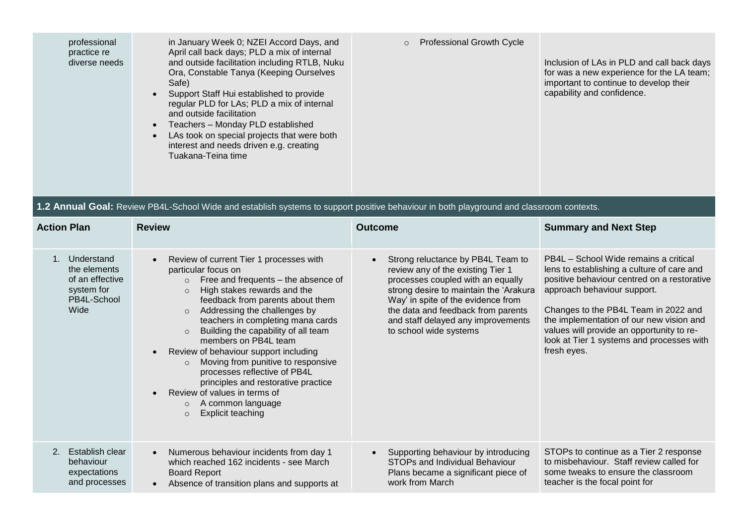| | | | |
|---|---|---|---|
| professional practice re diverse needs | in January Week 0; NZEI Accord Days, and April call back days; PLD a mix of internal and outside facilitation including RTLB, Nuku Ora, Constable Tanya (Keeping Ourselves Safe)<br>• Support Staff Hui established to provide regular PLD for LAs; PLD a mix of internal and outside facilitation<br>• Teachers – Monday PLD established<br>• LAs took on special projects that were both interest and needs driven e.g. creating Tuakana-Teina time | ○ Professional Growth Cycle | Inclusion of LAs in PLD and call back days for was a new experience for the LA team; important to continue to develop their capability and confidence. |

**1.2 Annual Goal:** Review PB4L-School Wide and establish systems to support positive behaviour in both playground and classroom contexts.

| Action Plan | Review | Outcome | Summary and Next Step |
|---|---|---|---|
| 1. Understand the elements of an effective system for PB4L-School Wide | • Review of current Tier 1 processes with particular focus on<br>○ Free and frequents – the absence of<br>○ High stakes rewards and the feedback from parents about them<br>○ Addressing the challenges by teachers in completing mana cards<br>○ Building the capability of all team members on PB4L team<br>• Review of behaviour support including<br>○ Moving from punitive to responsive processes reflective of PB4L principles and restorative practice<br>• Review of values in terms of<br>○ A common language<br>○ Explicit teaching | • Strong reluctance by PB4L Team to review any of the existing Tier 1 processes coupled with an equally strong desire to maintain the 'Arakura Way' in spite of the evidence from the data and feedback from parents and staff delayed any improvements to school wide systems | PB4L – School Wide remains a critical lens to establishing a culture of care and positive behaviour centred on a restorative approach behaviour support.<br><br>Changes to the PB4L Team in 2022 and the implementation of our new vision and values will provide an opportunity to re-look at Tier 1 systems and processes with fresh eyes. |
| 2. Establish clear behaviour expectations and processes | • Numerous behaviour incidents from day 1 which reached 162 incidents - see March Board Report<br>• Absence of transition plans and supports at | • Supporting behaviour by introducing STOPs and Individual Behaviour Plans became a significant piece of work from March | STOPs to continue as a Tier 2 response to misbehaviour. Staff review called for some tweaks to ensure the classroom teacher is the focal point for |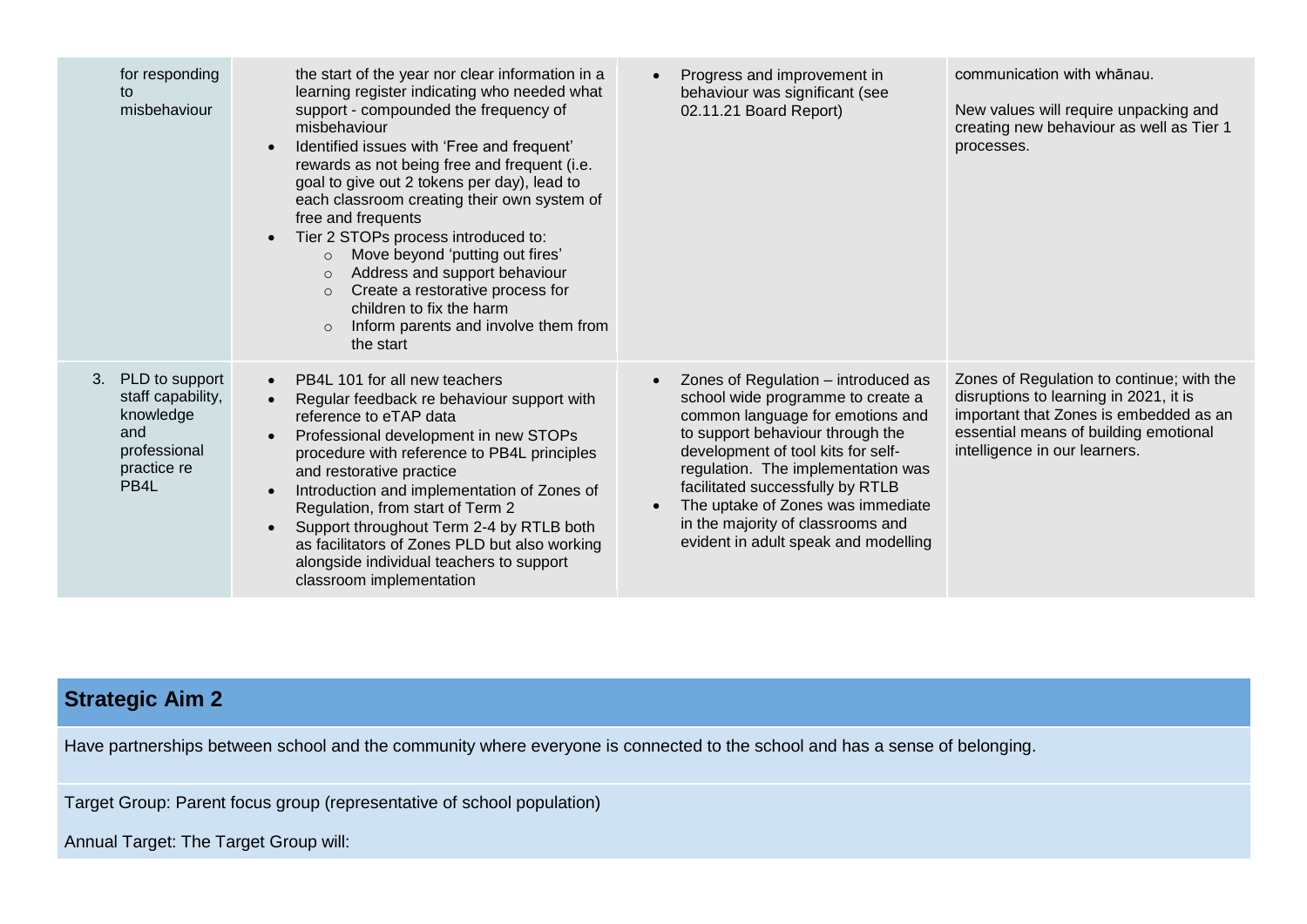| | | | |
|---|---|---|---|
| for responding to misbehaviour | the start of the year nor clear information in a learning register indicating who needed what support - compounded the frequency of misbehaviour<br>• Identified issues with 'Free and frequent' rewards as not being free and frequent (i.e. goal to give out 2 tokens per day), lead to each classroom creating their own system of free and frequents<br>• Tier 2 STOPs process introduced to:<br>  ○ Move beyond 'putting out fires'<br>  ○ Address and support behaviour<br>  ○ Create a restorative process for children to fix the harm<br>  ○ Inform parents and involve them from the start | • Progress and improvement in behaviour was significant (see 02.11.21 Board Report) | communication with whānau.<br><br>New values will require unpacking and creating new behaviour as well as Tier 1 processes. |
| 3. PLD to support staff capability, knowledge and professional practice re PB4L | • PB4L 101 for all new teachers<br>• Regular feedback re behaviour support with reference to eTAP data<br>• Professional development in new STOPs procedure with reference to PB4L principles and restorative practice<br>• Introduction and implementation of Zones of Regulation, from start of Term 2<br>• Support throughout Term 2-4 by RTLB both as facilitators of Zones PLD but also working alongside individual teachers to support classroom implementation | • Zones of Regulation – introduced as school wide programme to create a common language for emotions and to support behaviour through the development of tool kits for self-regulation. The implementation was facilitated successfully by RTLB<br>• The uptake of Zones was immediate in the majority of classrooms and evident in adult speak and modelling | Zones of Regulation to continue; with the disruptions to learning in 2021, it is important that Zones is embedded as an essential means of building emotional intelligence in our learners. |

## Strategic Aim 2

Have partnerships between school and the community where everyone is connected to the school and has a sense of belonging.

Target Group: Parent focus group (representative of school population)

Annual Target: The Target Group will: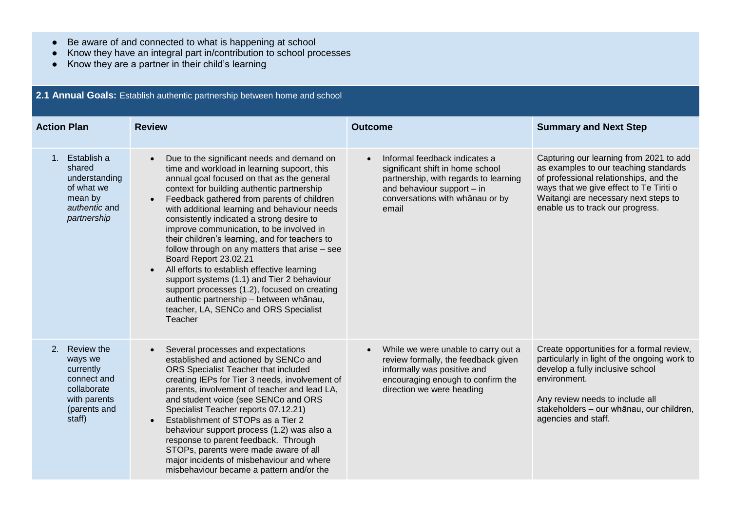- Be aware of and connected to what is happening at school
- Know they have an integral part in/contribution to school processes
- Know they are a partner in their child's learning

**2.1 Annual Goals:** Establish authentic partnership between home and school

| Action Plan | Review | Outcome | Summary and Next Step |
| --- | --- | --- | --- |
| 1. Establish a shared understanding of what we mean by *authentic* and *partnership* | • Due to the significant needs and demand on time and workload in learning supoort, this annual goal focused on that as the general context for building authentic partnership<br>• Feedback gathered from parents of children with additional learning and behaviour needs consistently indicated a strong desire to improve communication, to be involved in their children's learning, and for teachers to follow through on any matters that arise – see Board Report 23.02.21<br>• All efforts to establish effective learning support systems (1.1) and Tier 2 behaviour support processes (1.2), focused on creating authentic partnership – between whānau, teacher, LA, SENCo and ORS Specialist Teacher | • Informal feedback indicates a significant shift in home school partnership, with regards to learning and behaviour support – in conversations with whānau or by email | Capturing our learning from 2021 to add as examples to our teaching standards of professional relationships, and the ways that we give effect to Te Tiriti o Waitangi are necessary next steps to enable us to track our progress. |
| 2. Review the ways we currently connect and collaborate with parents (parents and staff) | • Several processes and expectations established and actioned by SENCo and ORS Specialist Teacher that included creating IEPs for Tier 3 needs, involvement of parents, involvement of teacher and lead LA, and student voice (see SENCo and ORS Specialist Teacher reports 07.12.21)<br>• Establishment of STOPs as a Tier 2 behaviour support process (1.2) was also a response to parent feedback. Through STOPs, parents were made aware of all major incidents of misbehaviour and where misbehaviour became a pattern and/or the | • While we were unable to carry out a review formally, the feedback given informally was positive and encouraging enough to confirm the direction we were heading | Create opportunities for a formal review, particularly in light of the ongoing work to develop a fully inclusive school environment.<br><br>Any review needs to include all stakeholders – our whānau, our children, agencies and staff. |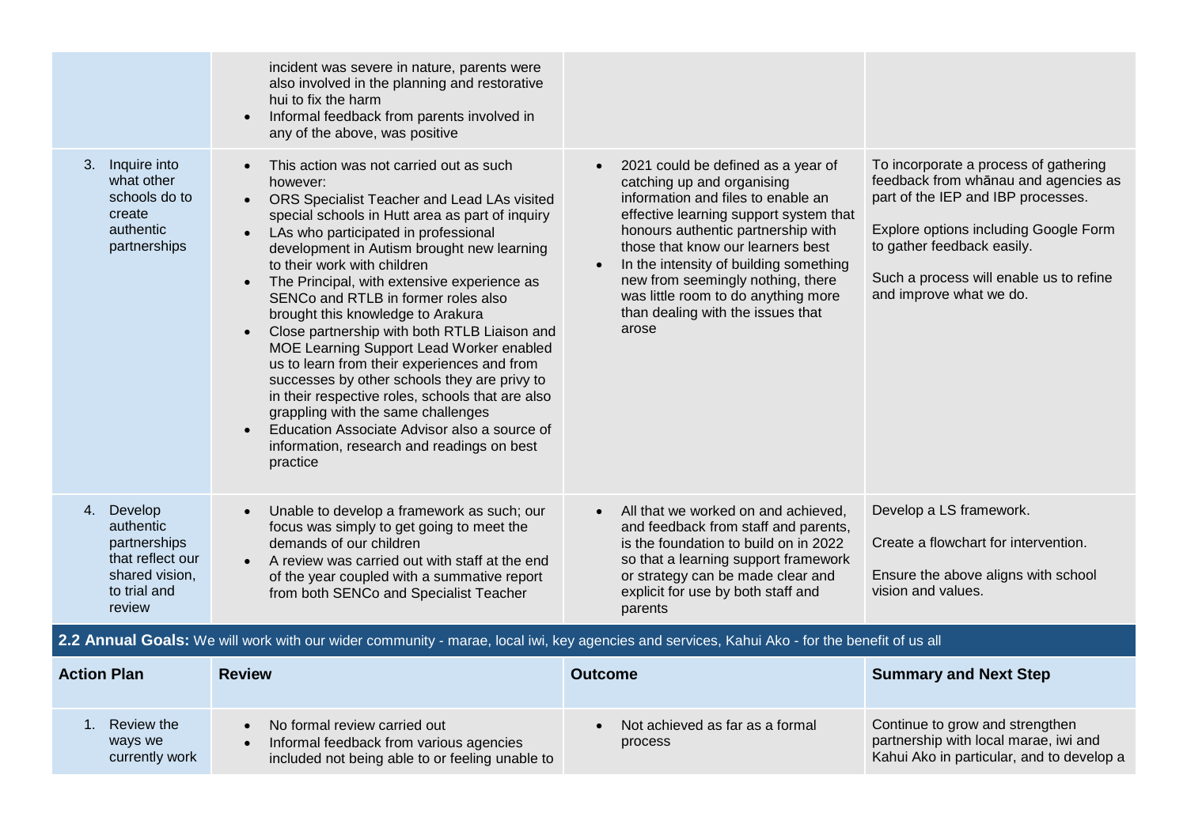| | | | |
|---|---|---|---|
| | incident was severe in nature, parents were also involved in the planning and restorative hui to fix the harm<br>• Informal feedback from parents involved in any of the above, was positive | | |
| 3. Inquire into what other schools do to create authentic partnerships | • This action was not carried out as such however:<br>• ORS Specialist Teacher and Lead LAs visited special schools in Hutt area as part of inquiry<br>• LAs who participated in professional development in Autism brought new learning to their work with children<br>• The Principal, with extensive experience as SENCo and RTLB in former roles also brought this knowledge to Arakura<br>• Close partnership with both RTLB Liaison and MOE Learning Support Lead Worker enabled us to learn from their experiences and from successes by other schools they are privy to in their respective roles, schools that are also grappling with the same challenges<br>• Education Associate Advisor also a source of information, research and readings on best practice | • 2021 could be defined as a year of catching up and organising information and files to enable an effective learning support system that honours authentic partnership with those that know our learners best<br>• In the intensity of building something new from seemingly nothing, there was little room to do anything more than dealing with the issues that arose | To incorporate a process of gathering feedback from whānau and agencies as part of the IEP and IBP processes.<br><br>Explore options including Google Form to gather feedback easily.<br><br>Such a process will enable us to refine and improve what we do. |
| 4. Develop authentic partnerships that reflect our shared vision, to trial and review | • Unable to develop a framework as such; our focus was simply to get going to meet the demands of our children<br>• A review was carried out with staff at the end of the year coupled with a summative report from both SENCo and Specialist Teacher | • All that we worked on and achieved, and feedback from staff and parents, is the foundation to build on in 2022 so that a learning support framework or strategy can be made clear and explicit for use by both staff and parents | Develop a LS framework.<br><br>Create a flowchart for intervention.<br><br>Ensure the above aligns with school vision and values. |

**2.2 Annual Goals:** We will work with our wider community - marae, local iwi, key agencies and services, Kahui Ako - for the benefit of us all

| Action Plan | Review | Outcome | Summary and Next Step |
|---|---|---|---|
| 1. Review the ways we currently work | • No formal review carried out<br>• Informal feedback from various agencies included not being able to or feeling unable to | • Not achieved as far as a formal process | Continue to grow and strengthen partnership with local marae, iwi and Kahui Ako in particular, and to develop a |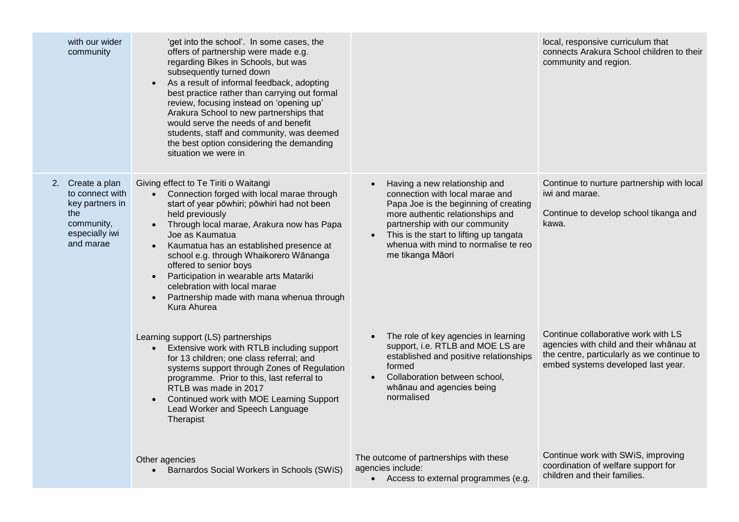| | | | |
|---|---|---|---|
| with our wider community | 'get into the school'. In some cases, the offers of partnership were made e.g. regarding Bikes in Schools, but was subsequently turned down<br>• As a result of informal feedback, adopting best practice rather than carrying out formal review, focusing instead on 'opening up' Arakura School to new partnerships that would serve the needs of and benefit students, staff and community, was deemed the best option considering the demanding situation we were in | | local, responsive curriculum that connects Arakura School children to their community and region. |
| 2. Create a plan to connect with key partners in the community, especially iwi and marae | Giving effect to Te Tiriti o Waitangi<br>• Connection forged with local marae through start of year pōwhiri; pōwhiri had not been held previously<br>• Through local marae, Arakura now has Papa Joe as Kaumatua<br>• Kaumatua has an established presence at school e.g. through Whaikorero Wānanga offered to senior boys<br>• Participation in wearable arts Matariki celebration with local marae<br>• Partnership made with mana whenua through Kura Ahurea | • Having a new relationship and connection with local marae and Papa Joe is the beginning of creating more authentic relationships and partnership with our community<br>• This is the start to lifting up tangata whenua with mind to normalise te reo me tikanga Māori | Continue to nurture partnership with local iwi and marae.<br><br>Continue to develop school tikanga and kawa. |
| | Learning support (LS) partnerships<br>• Extensive work with RTLB including support for 13 children; one class referral; and systems support through Zones of Regulation programme. Prior to this, last referral to RTLB was made in 2017<br>• Continued work with MOE Learning Support Lead Worker and Speech Language Therapist | • The role of key agencies in learning support, i.e. RTLB and MOE LS are established and positive relationships formed<br>• Collaboration between school, whānau and agencies being normalised | Continue collaborative work with LS agencies with child and their whānau at the centre, particularly as we continue to embed systems developed last year. |
| | Other agencies<br>• Barnardos Social Workers in Schools (SWiS) | The outcome of partnerships with these agencies include:<br>• Access to external programmes (e.g. | Continue work with SWiS, improving coordination of welfare support for children and their families. |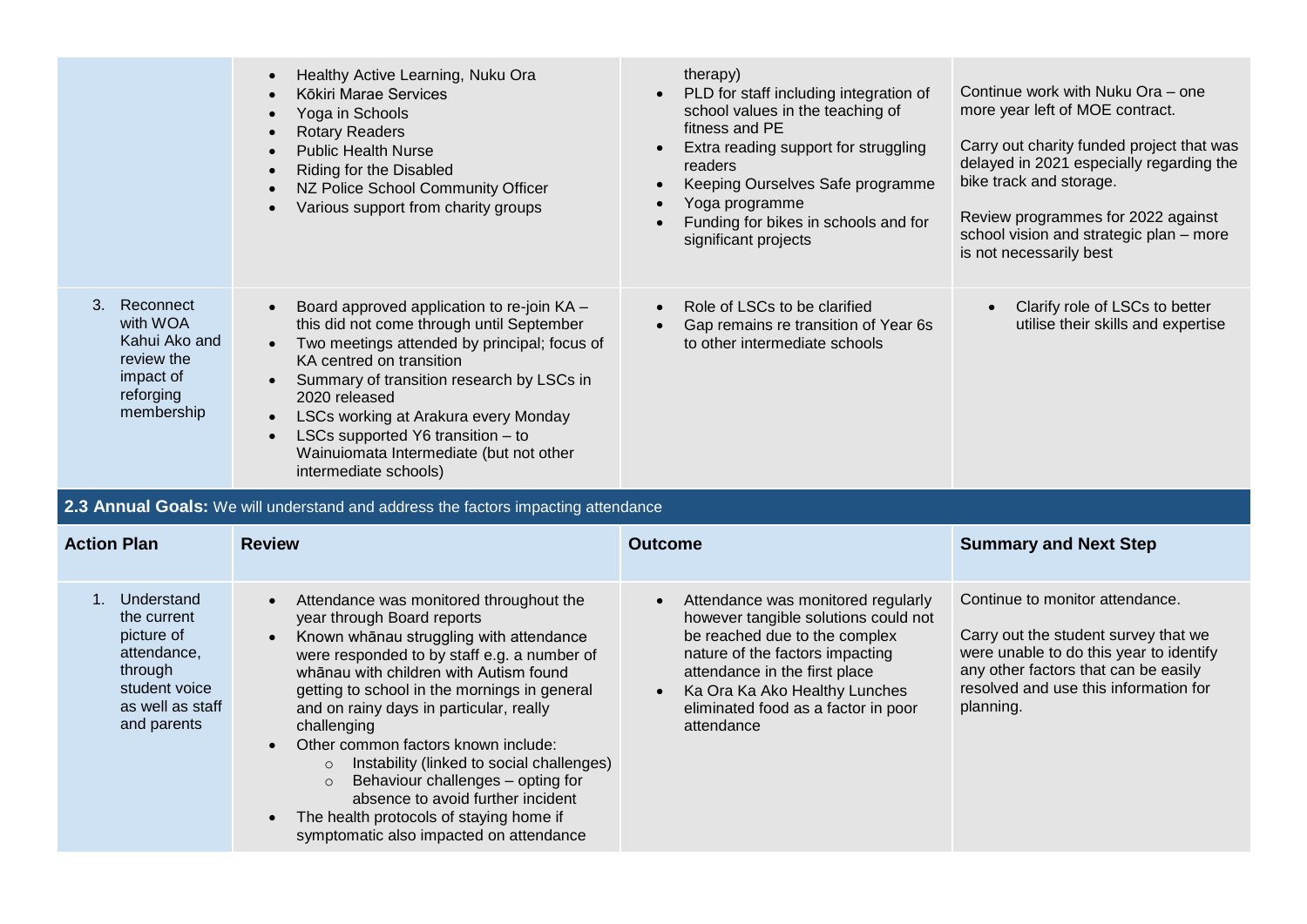| | | | |
|---|---|---|---|
| | • Healthy Active Learning, Nuku Ora<br>• Kōkiri Marae Services<br>• Yoga in Schools<br>• Rotary Readers<br>• Public Health Nurse<br>• Riding for the Disabled<br>• NZ Police School Community Officer<br>• Various support from charity groups | therapy)<br>• PLD for staff including integration of school values in the teaching of fitness and PE<br>• Extra reading support for struggling readers<br>• Keeping Ourselves Safe programme<br>• Yoga programme<br>• Funding for bikes in schools and for significant projects | Continue work with Nuku Ora – one more year left of MOE contract.<br><br>Carry out charity funded project that was delayed in 2021 especially regarding the bike track and storage.<br><br>Review programmes for 2022 against school vision and strategic plan – more is not necessarily best |
| 3. Reconnect with WOA Kahui Ako and review the impact of reforging membership | • Board approved application to re-join KA – this did not come through until September<br>• Two meetings attended by principal; focus of KA centred on transition<br>• Summary of transition research by LSCs in 2020 released<br>• LSCs working at Arakura every Monday<br>• LSCs supported Y6 transition – to Wainuiomata Intermediate (but not other intermediate schools) | • Role of LSCs to be clarified<br>• Gap remains re transition of Year 6s to other intermediate schools | • Clarify role of LSCs to better utilise their skills and expertise |

**2.3 Annual Goals:** We will understand and address the factors impacting attendance

| Action Plan | Review | Outcome | Summary and Next Step |
|---|---|---|---|
| 1. Understand the current picture of attendance, through student voice as well as staff and parents | • Attendance was monitored throughout the year through Board reports<br>• Known whānau struggling with attendance were responded to by staff e.g. a number of whānau with children with Autism found getting to school in the mornings in general and on rainy days in particular, really challenging<br>• Other common factors known include:<br>&nbsp;&nbsp;&nbsp;&nbsp;○ Instability (linked to social challenges)<br>&nbsp;&nbsp;&nbsp;&nbsp;○ Behaviour challenges – opting for absence to avoid further incident<br>• The health protocols of staying home if symptomatic also impacted on attendance | • Attendance was monitored regularly however tangible solutions could not be reached due to the complex nature of the factors impacting attendance in the first place<br>• Ka Ora Ka Ako Healthy Lunches eliminated food as a factor in poor attendance | Continue to monitor attendance.<br><br>Carry out the student survey that we were unable to do this year to identify any other factors that can be easily resolved and use this information for planning. |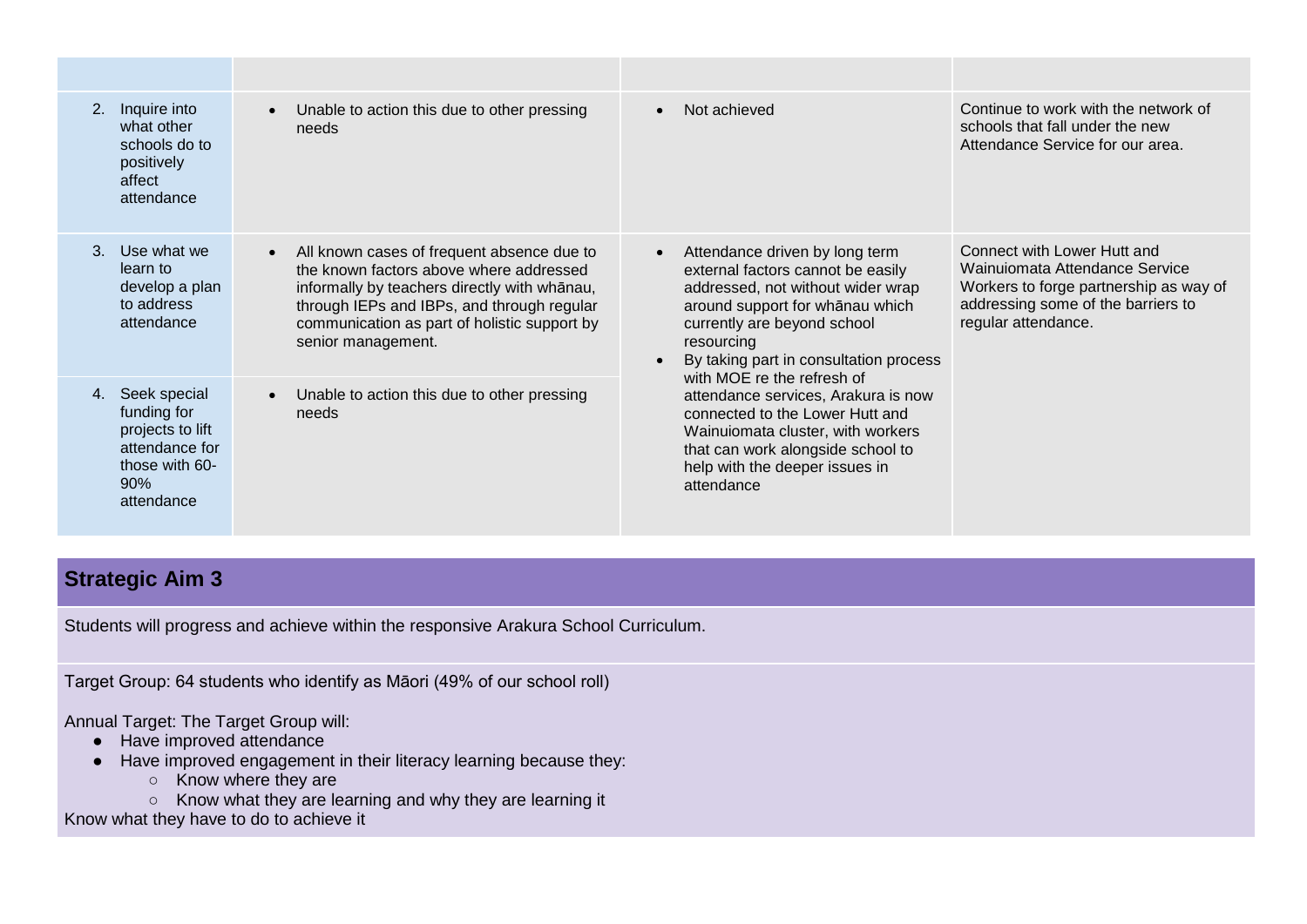| | | | |
|---|---|---|---|
| 2. Inquire into what other schools do to positively affect attendance | • Unable to action this due to other pressing needs | • Not achieved | Continue to work with the network of schools that fall under the new Attendance Service for our area. |
| 3. Use what we learn to develop a plan to address attendance | • All known cases of frequent absence due to the known factors above where addressed informally by teachers directly with whānau, through IEPs and IBPs, and through regular communication as part of holistic support by senior management. | • Attendance driven by long term external factors cannot be easily addressed, not without wider wrap around support for whānau which currently are beyond school resourcing<br>• By taking part in consultation process with MOE re the refresh of attendance services, Arakura is now connected to the Lower Hutt and Wainuiomata cluster, with workers that can work alongside school to help with the deeper issues in attendance | Connect with Lower Hutt and Wainuiomata Attendance Service Workers to forge partnership as way of addressing some of the barriers to regular attendance. |
| 4. Seek special funding for projects to lift attendance for those with 60-90% attendance | • Unable to action this due to other pressing needs | | |

## Strategic Aim 3

Students will progress and achieve within the responsive Arakura School Curriculum.

Target Group: 64 students who identify as Māori (49% of our school roll)

Annual Target: The Target Group will:

- Have improved attendance
- Have improved engagement in their literacy learning because they:
  - Know where they are
  - Know what they are learning and why they are learning it

Know what they have to do to achieve it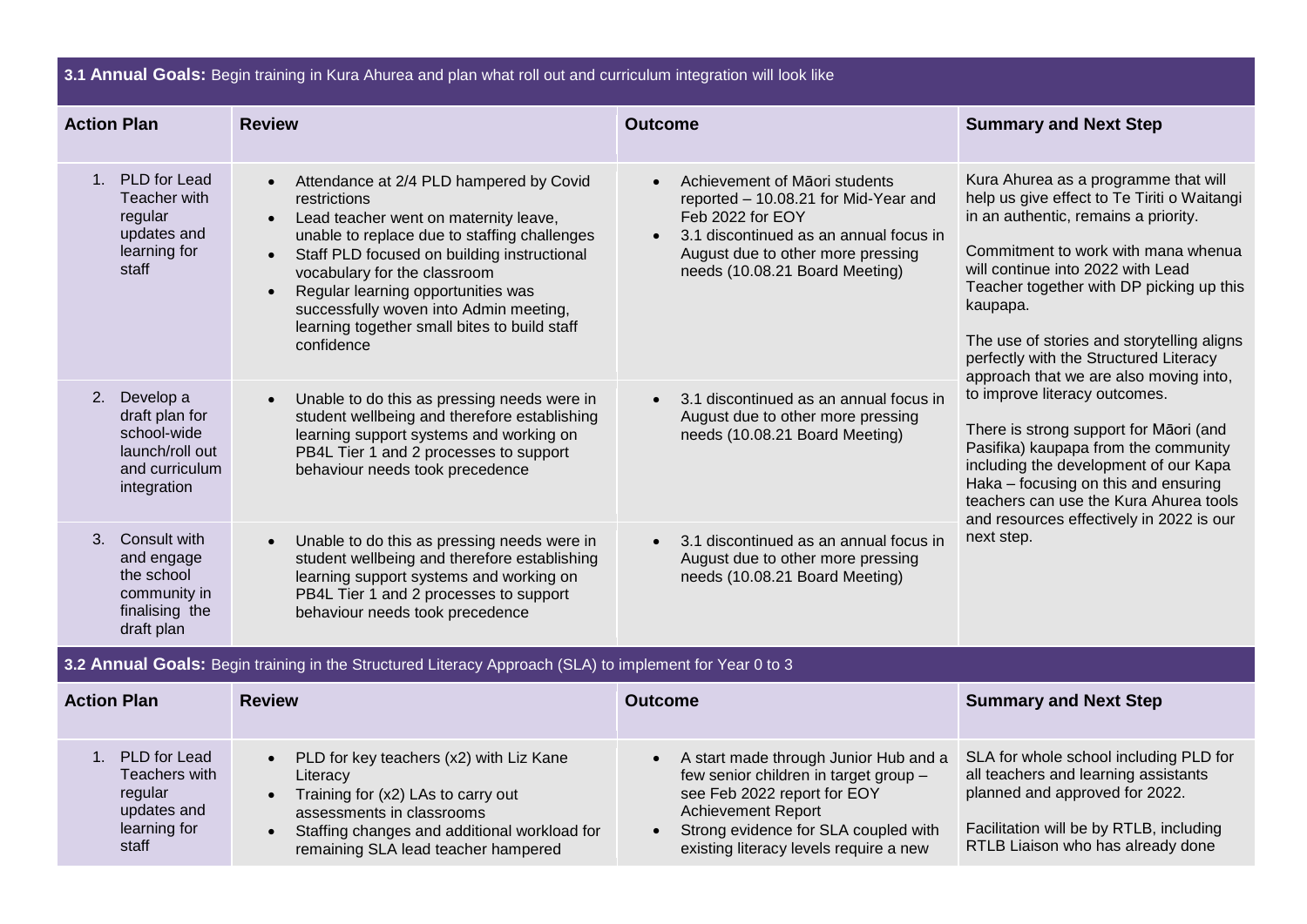**3.1 Annual Goals:** Begin training in Kura Ahurea and plan what roll out and curriculum integration will look like

| Action Plan | Review | Outcome | Summary and Next Step |
|---|---|---|---|
| 1. PLD for Lead Teacher with regular updates and learning for staff | • Attendance at 2/4 PLD hampered by Covid restrictions<br>• Lead teacher went on maternity leave, unable to replace due to staffing challenges<br>• Staff PLD focused on building instructional vocabulary for the classroom<br>• Regular learning opportunities was successfully woven into Admin meeting, learning together small bites to build staff confidence | • Achievement of Māori students reported – 10.08.21 for Mid-Year and Feb 2022 for EOY<br>• 3.1 discontinued as an annual focus in August due to other more pressing needs (10.08.21 Board Meeting) | Kura Ahurea as a programme that will help us give effect to Te Tiriti o Waitangi in an authentic, remains a priority.<br><br>Commitment to work with mana whenua will continue into 2022 with Lead Teacher together with DP picking up this kaupapa.<br><br>The use of stories and storytelling aligns perfectly with the Structured Literacy approach that we are also moving into, to improve literacy outcomes.<br><br>There is strong support for Māori (and Pasifika) kaupapa from the community including the development of our Kapa Haka – focusing on this and ensuring teachers can use the Kura Ahurea tools and resources effectively in 2022 is our next step. |
| 2. Develop a draft plan for school-wide launch/roll out and curriculum integration | • Unable to do this as pressing needs were in student wellbeing and therefore establishing learning support systems and working on PB4L Tier 1 and 2 processes to support behaviour needs took precedence | • 3.1 discontinued as an annual focus in August due to other more pressing needs (10.08.21 Board Meeting) | |
| 3. Consult with and engage the school community in finalising the draft plan | • Unable to do this as pressing needs were in student wellbeing and therefore establishing learning support systems and working on PB4L Tier 1 and 2 processes to support behaviour needs took precedence | • 3.1 discontinued as an annual focus in August due to other more pressing needs (10.08.21 Board Meeting) | |

**3.2 Annual Goals:** Begin training in the Structured Literacy Approach (SLA) to implement for Year 0 to 3

| Action Plan | Review | Outcome | Summary and Next Step |
|---|---|---|---|
| 1. PLD for Lead Teachers with regular updates and learning for staff | • PLD for key teachers (x2) with Liz Kane Literacy<br>• Training for (x2) LAs to carry out assessments in classrooms<br>• Staffing changes and additional workload for remaining SLA lead teacher hampered | • A start made through Junior Hub and a few senior children in target group – see Feb 2022 report for EOY Achievement Report<br>• Strong evidence for SLA coupled with existing literacy levels require a new | SLA for whole school including PLD for all teachers and learning assistants planned and approved for 2022.<br><br>Facilitation will be by RTLB, including RTLB Liaison who has already done |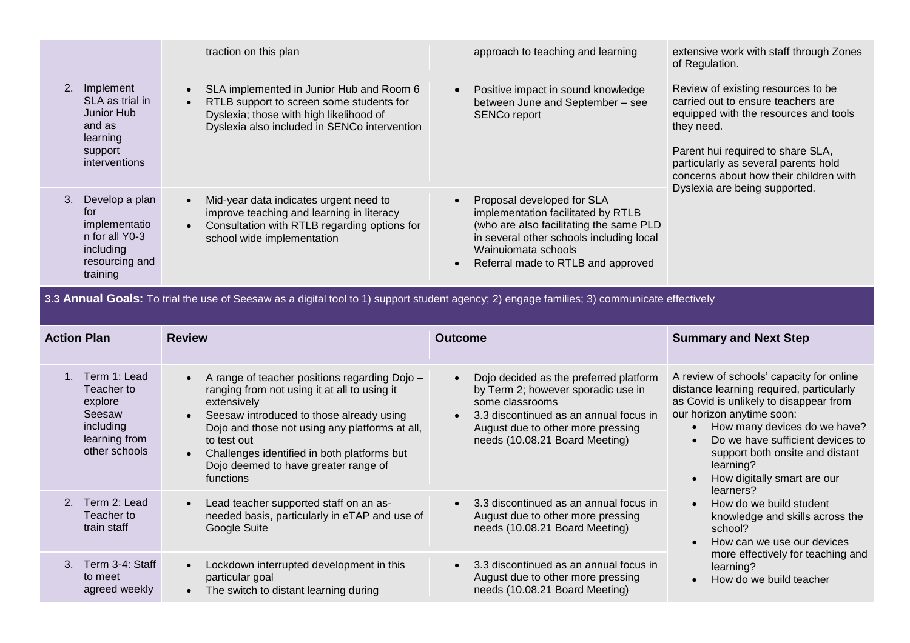| | | | |
|---|---|---|---|
| | traction on this plan | approach to teaching and learning | extensive work with staff through Zones of Regulation.<br><br>Review of existing resources to be carried out to ensure teachers are equipped with the resources and tools they need.<br><br>Parent hui required to share SLA, particularly as several parents hold concerns about how their children with Dyslexia are being supported. |
| 2. Implement SLA as trial in Junior Hub and as learning support interventions | • SLA implemented in Junior Hub and Room 6<br>• RTLB support to screen some students for Dyslexia; those with high likelihood of Dyslexia also included in SENCo intervention | • Positive impact in sound knowledge between June and September – see SENCo report | |
| 3. Develop a plan for implementation for all Y0-3 including resourcing and training | • Mid-year data indicates urgent need to improve teaching and learning in literacy<br>• Consultation with RTLB regarding options for school wide implementation | • Proposal developed for SLA implementation facilitated by RTLB (who are also facilitating the same PLD in several other schools including local Wainuiomata schools<br>• Referral made to RTLB and approved | |

**3.3 Annual Goals:** To trial the use of Seesaw as a digital tool to 1) support student agency; 2) engage families; 3) communicate effectively

| Action Plan | Review | Outcome | Summary and Next Step |
|---|---|---|---|
| 1. Term 1: Lead Teacher to explore Seesaw including learning from other schools | • A range of teacher positions regarding Dojo – ranging from not using it at all to using it extensively<br>• Seesaw introduced to those already using Dojo and those not using any platforms at all, to test out<br>• Challenges identified in both platforms but Dojo deemed to have greater range of functions | • Dojo decided as the preferred platform by Term 2; however sporadic use in some classrooms<br>• 3.3 discontinued as an annual focus in August due to other more pressing needs (10.08.21 Board Meeting) | A review of schools' capacity for online distance learning required, particularly as Covid is unlikely to disappear from our horizon anytime soon:<br>• How many devices do we have?<br>• Do we have sufficient devices to support both onsite and distant learning?<br>• How digitally smart are our learners?<br>• How do we build student knowledge and skills across the school?<br>• How can we use our devices more effectively for teaching and learning?<br>• How do we build teacher |
| 2. Term 2: Lead Teacher to train staff | • Lead teacher supported staff on an as-needed basis, particularly in eTAP and use of Google Suite | • 3.3 discontinued as an annual focus in August due to other more pressing needs (10.08.21 Board Meeting) | |
| 3. Term 3-4: Staff to meet agreed weekly | • Lockdown interrupted development in this particular goal<br>• The switch to distant learning during | • 3.3 discontinued as an annual focus in August due to other more pressing needs (10.08.21 Board Meeting) | |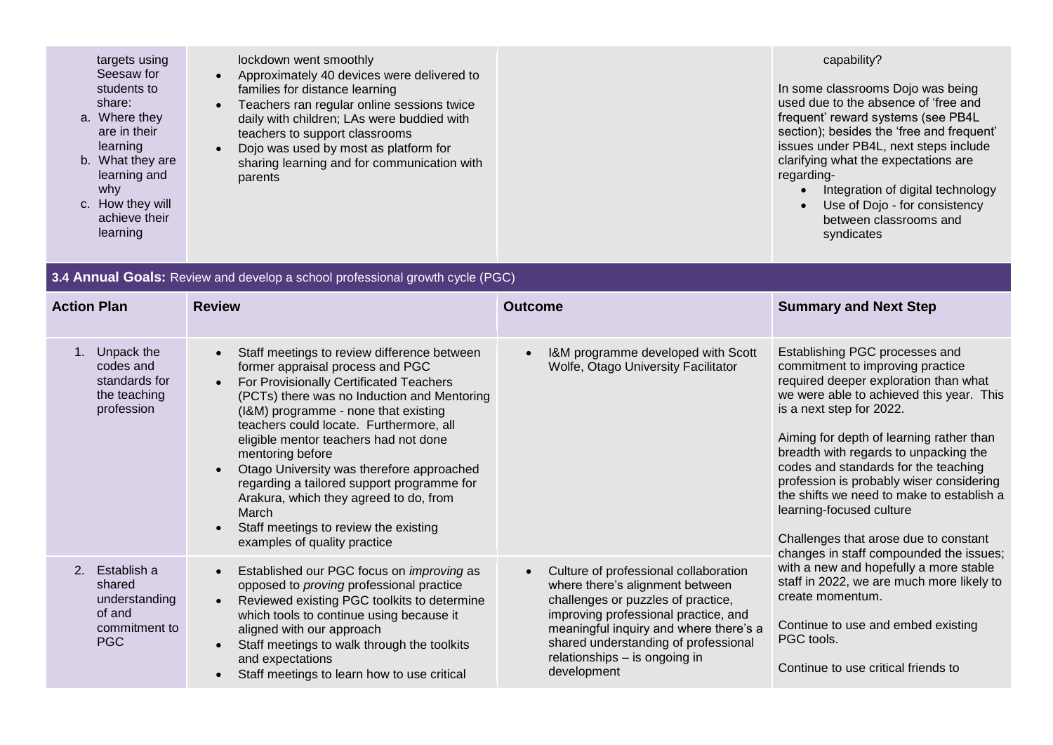| | | | |
|---|---|---|---|
| targets using Seesaw for students to share:<br>a. Where they are in their learning<br>b. What they are learning and why<br>c. How they will achieve their learning | lockdown went smoothly<br>• Approximately 40 devices were delivered to families for distance learning<br>• Teachers ran regular online sessions twice daily with children; LAs were buddied with teachers to support classrooms<br>• Dojo was used by most as platform for sharing learning and for communication with parents | | capability?<br><br>In some classrooms Dojo was being used due to the absence of 'free and frequent' reward systems (see PB4L section); besides the 'free and frequent' issues under PB4L, next steps include clarifying what the expectations are regarding-<br>• Integration of digital technology<br>• Use of Dojo - for consistency between classrooms and syndicates |

**3.4 Annual Goals:** Review and develop a school professional growth cycle (PGC)

| Action Plan | Review | Outcome | Summary and Next Step |
|---|---|---|---|
| 1. Unpack the codes and standards for the teaching profession | • Staff meetings to review difference between former appraisal process and PGC<br>• For Provisionally Certificated Teachers (PCTs) there was no Induction and Mentoring (I&M) programme - none that existing teachers could locate. Furthermore, all eligible mentor teachers had not done mentoring before<br>• Otago University was therefore approached regarding a tailored support programme for Arakura, which they agreed to do, from March<br>• Staff meetings to review the existing examples of quality practice | • I&M programme developed with Scott Wolfe, Otago University Facilitator | Establishing PGC processes and commitment to improving practice required deeper exploration than what we were able to achieved this year. This is a next step for 2022.<br><br>Aiming for depth of learning rather than breadth with regards to unpacking the codes and standards for the teaching profession is probably wiser considering the shifts we need to make to establish a learning-focused culture<br><br>Challenges that arose due to constant changes in staff compounded the issues; with a new and hopefully a more stable staff in 2022, we are much more likely to create momentum.<br><br>Continue to use and embed existing PGC tools.<br><br>Continue to use critical friends to |
| 2. Establish a shared understanding of and commitment to PGC | • Established our PGC focus on *improving* as opposed to *proving* professional practice<br>• Reviewed existing PGC toolkits to determine which tools to continue using because it aligned with our approach<br>• Staff meetings to walk through the toolkits and expectations<br>• Staff meetings to learn how to use critical | • Culture of professional collaboration where there's alignment between challenges or puzzles of practice, improving professional practice, and meaningful inquiry and where there's a shared understanding of professional relationships – is ongoing in development | |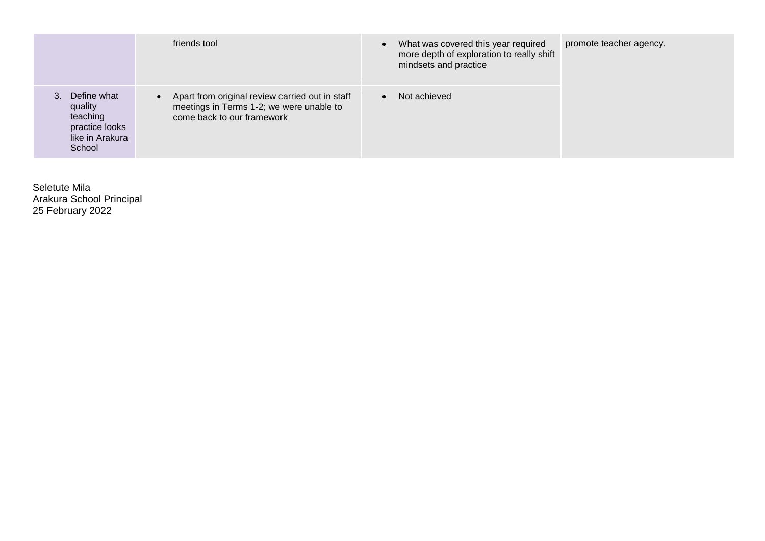| | | | |
|---|---|---|---|
| | friends tool | • What was covered this year required more depth of exploration to really shift mindsets and practice | promote teacher agency. |
| 3. Define what quality teaching practice looks like in Arakura School | • Apart from original review carried out in staff meetings in Terms 1-2; we were unable to come back to our framework | • Not achieved | |

Seletute Mila
Arakura School Principal
25 February 2022